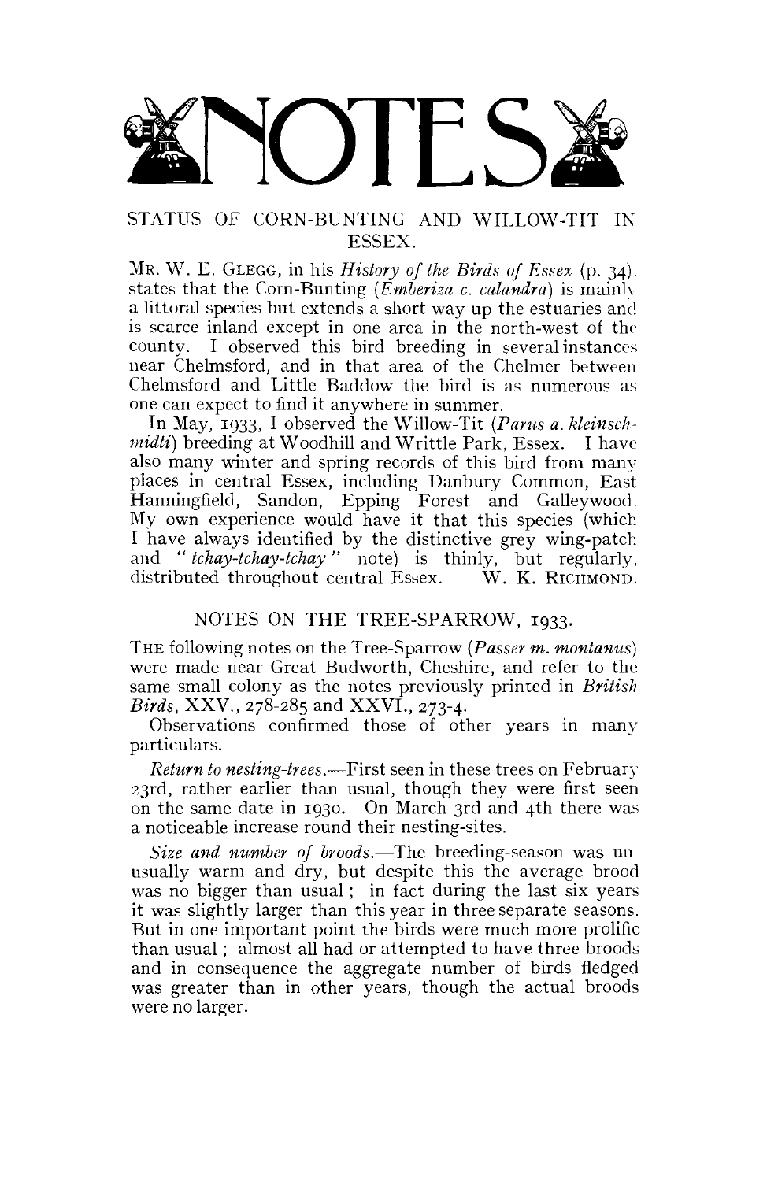# NOTES

## STATUS OF CORN-BUNTING AND WILLOW-TIT IN ESSEX.

MR. W. E. GLEGG, in his *History of the Birds of Essex* (p. 34) states that the Corn-Bunting (*Emberiza c. calandra*) is mainly a littoral species but extends a short way up the estuaries and is scarce inland except in one area in the north-west of the county. I observed this bird breeding in several instances near Chelmsford, and in that area of the Chelmer between Chelmsford and Little Baddow the bird is as numerous as one can expect to find it anywhere in summer.

In May, 1933, I observed the Willow-Tit (*Parus a. kleinschmidti*) breeding at Woodhill and Writtle Park, Essex. I have also many winter and spring records of this bird from many places in central Essex, including Danbury Common, East Hanningfield, Sandon, Epping Forest and Galleywood. My own experience would have it that this species (which I have always identified by the distinctive grey wing-patch and "*tchay-tchay-tchay*" note) is thinly, but regularly, distributed throughout central Essex. W. K. RICHMOND.

## NOTES ON THE TREE-SPARROW, 1933.

THE following notes on the Tree-Sparrow (*Passer m. montanus*) were made near Great Budworth, Cheshire, and refer to the same small colony as the notes previously printed in *British Birds*, XXV., 278-285 and XXVI., 273-4.

Observations confirmed those of other years in many particulars.

*Return to nesting-trees.*—First seen in these trees on February 23rd, rather earlier than usual, though they were first seen on the same date in 1930. On March 3rd and 4th there was a noticeable increase round their nesting-sites.

*Size and number of broods.*—The breeding-season was unusually warm and dry, but despite this the average brood was no bigger than usual; in fact during the last six years it was slightly larger than this year in three separate seasons. But in one important point the birds were much more prolific than usual; almost all had or attempted to have three broods and in consequence the aggregate number of birds fledged was greater than in other years, though the actual broods were no larger.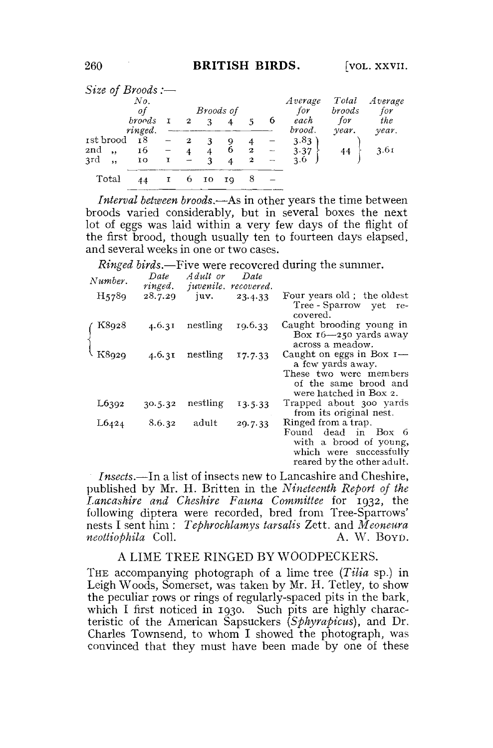*Size of Broods*:—

| | No. of broods ringed. | Broods of 1 | 2 | 3 | 4 | 5 | 6 | Average for each brood. | Total broods for year. | Average for the year. |
|---|---|---|---|---|---|---|---|---|---|---|
| 1st brood | 18 | – | 2 | 3 | 9 | 4 | – | 3.83 | 44 | 3.61 |
| 2nd „ | 16 | – | 4 | 4 | 6 | 2 | – | 3.37 | | |
| 3rd „ | 10 | 1 | – | 3 | 4 | 2 | – | 3.6 | | |
| Total | 44 | 1 | 6 | 10 | 19 | 8 | – | | | |

*Interval between broods*.—As in other years the time between broods varied considerably, but in several boxes the next lot of eggs was laid within a very few days of the flight of the first brood, though usually ten to fourteen days elapsed, and several weeks in one or two cases.

*Ringed birds*.—Five were recovered during the summer.

| Number. | Date ringed. | Adult or juvenile. | Date recovered. | |
|---|---|---|---|---|
| H5789 | 28.7.29 | juv. | 23.4.33 | Four years old; the oldest Tree-Sparrow yet recovered. |
| K8928 | 4.6.31 | nestling | 19.6.33 | Caught brooding young in Box 16—250 yards away across a meadow. |
| K8929 | 4.6.31 | nestling | 17.7.33 | Caught on eggs in Box 1—a few yards away. These two were members of the same brood and were hatched in Box 2. |
| L6392 | 30.5.32 | nestling | 13.5.33 | Trapped about 300 yards from its original nest. |
| L6424 | 8.6.32 | adult | 29.7.33 | Ringed from a trap. Found dead in Box 6 with a brood of young, which were successfully reared by the other adult. |

*Insects*.—In a list of insects new to Lancashire and Cheshire, published by Mr. H. Britten in the *Nineteenth Report of the Lancashire and Cheshire Fauna Committee* for 1932, the following diptera were recorded, bred from Tree-Sparrows' nests I sent him: *Tephrochlamys tarsalis* Zett. and *Meoneura neottiophila* Coll.

A. W. Boyd.

## A LIME TREE RINGED BY WOODPECKERS.

The accompanying photograph of a lime tree (*Tilia* sp.) in Leigh Woods, Somerset, was taken by Mr. H. Tetley, to show the peculiar rows or rings of regularly-spaced pits in the bark, which I first noticed in 1930. Such pits are highly characteristic of the American Sapsuckers (*Sphyrapicus*), and Dr. Charles Townsend, to whom I showed the photograph, was convinced that they must have been made by one of these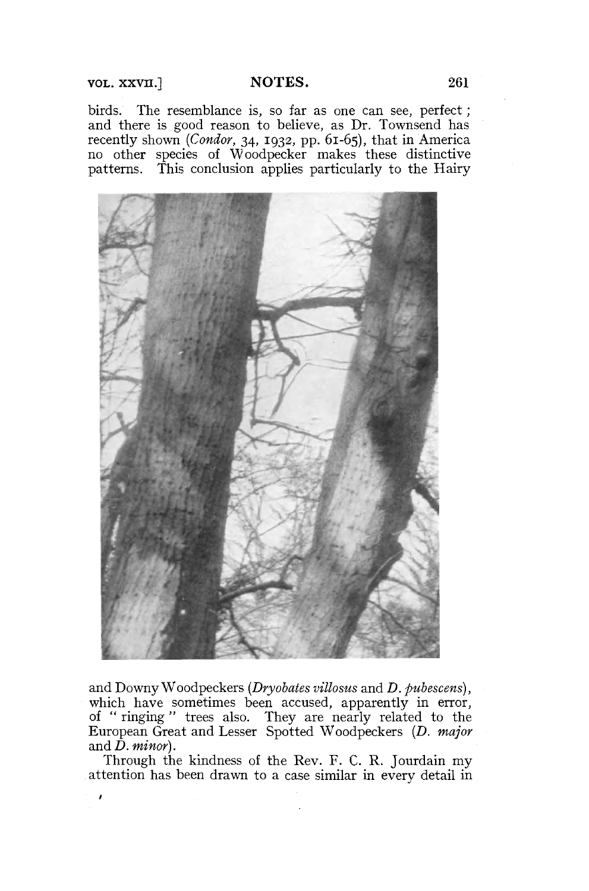birds. The resemblance is, so far as one can see, perfect; and there is good reason to believe, as Dr. Townsend has recently shown (*Condor*, 34, 1932, pp. 61-65), that in America no other species of Woodpecker makes these distinctive patterns. This conclusion applies particularly to the Hairy

and Downy Woodpeckers (*Dryobates villosus* and *D. pubescens*), which have sometimes been accused, apparently in error, of "ringing" trees also. They are nearly related to the European Great and Lesser Spotted Woodpeckers (*D. major* and *D. minor*).

Through the kindness of the Rev. F. C. R. Jourdain my attention has been drawn to a case similar in every detail in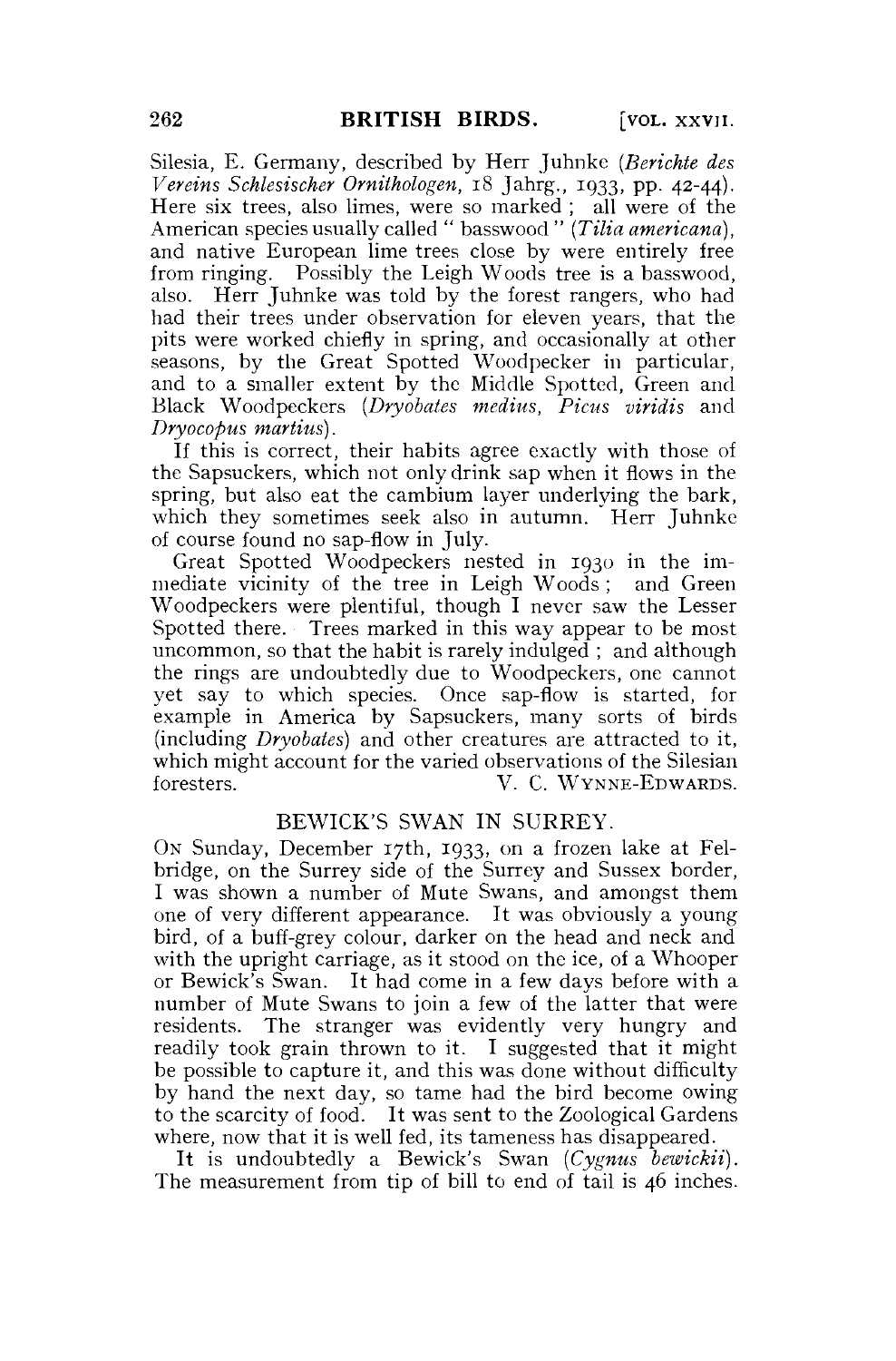Silesia, E. Germany, described by Herr Juhnke (*Berichte des Vereins Schlesischer Ornithologen*, 18 Jahrg., 1933, pp. 42-44). Here six trees, also limes, were so marked; all were of the American species usually called "basswood" (*Tilia americana*), and native European lime trees close by were entirely free from ringing. Possibly the Leigh Woods tree is a basswood, also. Herr Juhnke was told by the forest rangers, who had had their trees under observation for eleven years, that the pits were worked chiefly in spring, and occasionally at other seasons, by the Great Spotted Woodpecker in particular, and to a smaller extent by the Middle Spotted, Green and Black Woodpeckers (*Dryobates medius*, *Picus viridis* and *Dryocopus martius*).

If this is correct, their habits agree exactly with those of the Sapsuckers, which not only drink sap when it flows in the spring, but also eat the cambium layer underlying the bark, which they sometimes seek also in autumn. Herr Juhnke of course found no sap-flow in July.

Great Spotted Woodpeckers nested in 1930 in the immediate vicinity of the tree in Leigh Woods; and Green Woodpeckers were plentiful, though I never saw the Lesser Spotted there. Trees marked in this way appear to be most uncommon, so that the habit is rarely indulged; and although the rings are undoubtedly due to Woodpeckers, one cannot yet say to which species. Once sap-flow is started, for example in America by Sapsuckers, many sorts of birds (including *Dryobates*) and other creatures are attracted to it, which might account for the varied observations of the Silesian foresters.

V. C. WYNNE-EDWARDS.

## BEWICK'S SWAN IN SURREY.

ON Sunday, December 17th, 1933, on a frozen lake at Felbridge, on the Surrey side of the Surrey and Sussex border, I was shown a number of Mute Swans, and amongst them one of very different appearance. It was obviously a young bird, of a buff-grey colour, darker on the head and neck and with the upright carriage, as it stood on the ice, of a Whooper or Bewick's Swan. It had come in a few days before with a number of Mute Swans to join a few of the latter that were residents. The stranger was evidently very hungry and readily took grain thrown to it. I suggested that it might be possible to capture it, and this was done without difficulty by hand the next day, so tame had the bird become owing to the scarcity of food. It was sent to the Zoological Gardens where, now that it is well fed, its tameness has disappeared.

It is undoubtedly a Bewick's Swan (*Cygnus bewickii*). The measurement from tip of bill to end of tail is 46 inches.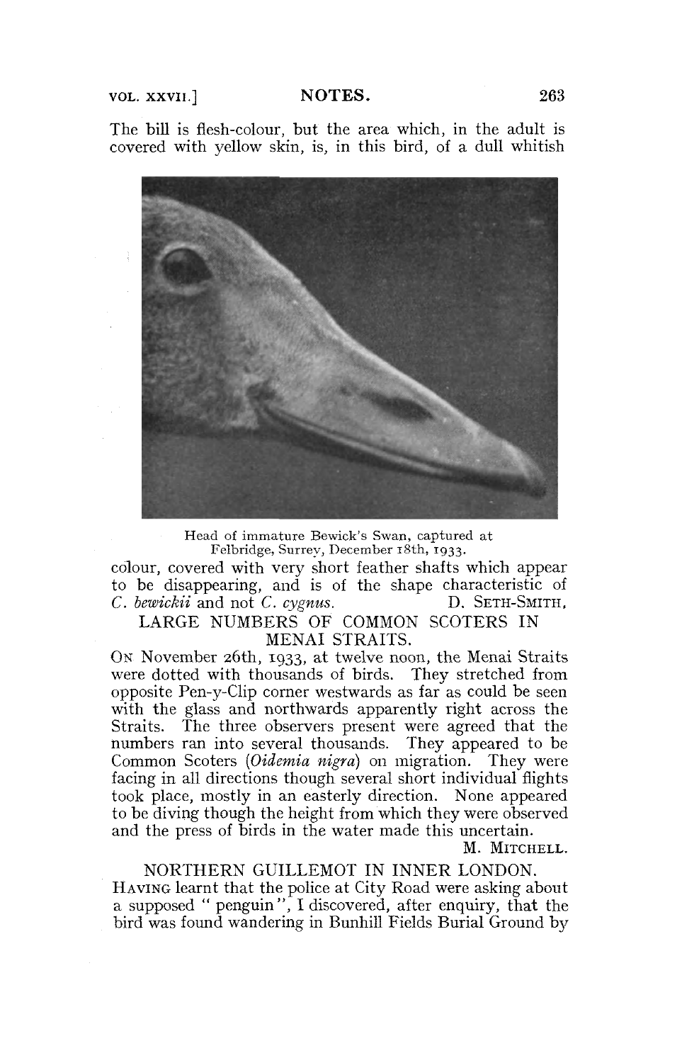The bill is flesh-colour, but the area which, in the adult is covered with yellow skin, is, in this bird, of a dull whitish

Head of immature Bewick's Swan, captured at Felbridge, Surrey, December 18th, 1933.

colour, covered with very short feather shafts which appear to be disappearing, and is of the shape characteristic of *C. bewickii* and not *C. cygnus*. D. Seth-Smith.

## LARGE NUMBERS OF COMMON SCOTERS IN MENAI STRAITS.

On November 26th, 1933, at twelve noon, the Menai Straits were dotted with thousands of birds. They stretched from opposite Pen-y-Clip corner westwards as far as could be seen with the glass and northwards apparently right across the Straits. The three observers present were agreed that the numbers ran into several thousands. They appeared to be Common Scoters (*Oidemia nigra*) on migration. They were facing in all directions though several short individual flights took place, mostly in an easterly direction. None appeared to be diving though the height from which they were observed and the press of birds in the water made this uncertain.

M. Mitchell.

## NORTHERN GUILLEMOT IN INNER LONDON.

Having learnt that the police at City Road were asking about a supposed " penguin ", I discovered, after enquiry, that the bird was found wandering in Bunhill Fields Burial Ground by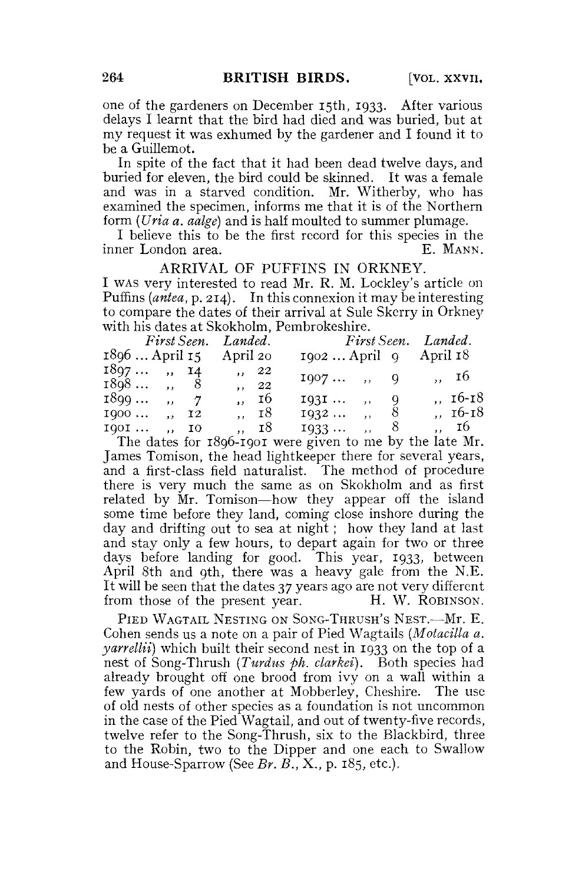one of the gardeners on December 15th, 1933. After various delays I learnt that the bird had died and was buried, but at my request it was exhumed by the gardener and I found it to be a Guillemot.

In spite of the fact that it had been dead twelve days, and buried for eleven, the bird could be skinned. It was a female and was in a starved condition. Mr. Witherby, who has examined the specimen, informs me that it is of the Northern form (*Uria a. aalge*) and is half moulted to summer plumage.

I believe this to be the first record for this species in the inner London area. E. MANN.

## ARRIVAL OF PUFFINS IN ORKNEY.

I WAS very interested to read Mr. R. M. Lockley's article on Puffins (*antea*, p. 214). In this connexion it may be interesting to compare the dates of their arrival at Sule Skerry in Orkney with his dates at Skokholm, Pembrokeshire.

| | *First Seen.* | *Landed.* | | *First Seen.* | *Landed.* |
|---|---|---|---|---|---|
| 1896 ... | April 15 | April 20 | 1902 ... | April 9 | April 18 |
| 1897 ... | ,, 14 | ,, 22 | 1907 ... | ,, 9 | ,, 16 |
| 1898 ... | ,, 8 | ,, 22 | | | |
| 1899 ... | ,, 7 | ,, 16 | 1931 ... | ,, 9 | ,, 16-18 |
| 1900 ... | ,, 12 | ,, 18 | 1932 ... | ,, 8 | ,, 16-18 |
| 1901 ... | ,, 10 | ,, 18 | 1933 ... | ,, 8 | ,, 16 |

The dates for 1896-1901 were given to me by the late Mr. James Tomison, the head lightkeeper there for several years, and a first-class field naturalist. The method of procedure there is very much the same as on Skokholm and as first related by Mr. Tomison—how they appear off the island some time before they land, coming close inshore during the day and drifting out to sea at night; how they land at last and stay only a few hours, to depart again for two or three days before landing for good. This year, 1933, between April 8th and 9th, there was a heavy gale from the N.E. It will be seen that the dates 37 years ago are not very different from those of the present year. H. W. ROBINSON.

PIED WAGTAIL NESTING ON SONG-THRUSH'S NEST.—Mr. E. Cohen sends us a note on a pair of Pied Wagtails (*Motacilla a. yarrellii*) which built their second nest in 1933 on the top of a nest of Song-Thrush (*Turdus ph. clarkei*). Both species had already brought off one brood from ivy on a wall within a few yards of one another at Mobberley, Cheshire. The use of old nests of other species as a foundation is not uncommon in the case of the Pied Wagtail, and out of twenty-five records, twelve refer to the Song-Thrush, six to the Blackbird, three to the Robin, two to the Dipper and one each to Swallow and House-Sparrow (See *Br. B.*, X., p. 185, etc.).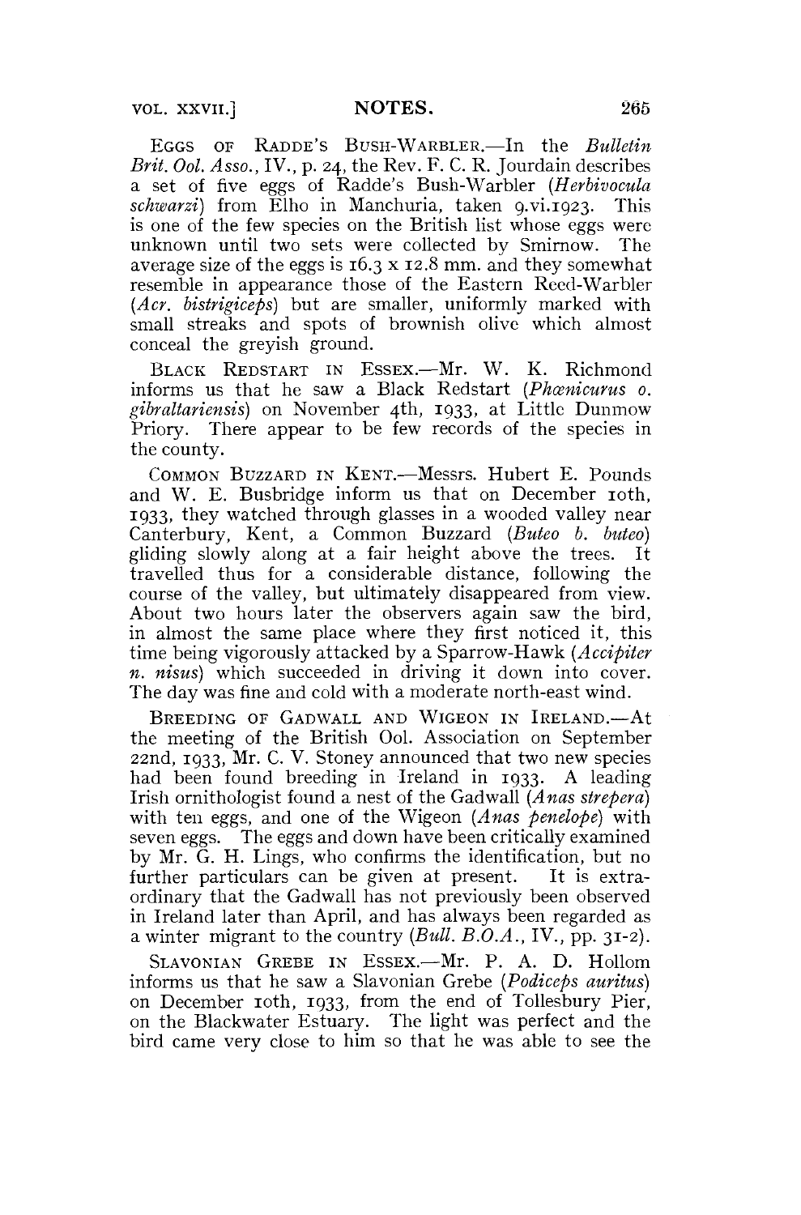EGGS OF RADDE'S BUSH-WARBLER.—In the *Bulletin Brit. Ool. Asso.*, IV., p. 24, the Rev. F. C. R. Jourdain describes a set of five eggs of Radde's Bush-Warbler (*Herbivocula schwarzi*) from Elho in Manchuria, taken 9.vi.1923. This is one of the few species on the British list whose eggs were unknown until two sets were collected by Smirnow. The average size of the eggs is 16.3 x 12.8 mm. and they somewhat resemble in appearance those of the Eastern Reed-Warbler (*Acr. bistrigiceps*) but are smaller, uniformly marked with small streaks and spots of brownish olive which almost conceal the greyish ground.

BLACK REDSTART IN ESSEX.—Mr. W. K. Richmond informs us that he saw a Black Redstart (*Phœnicurus o. gibraltariensis*) on November 4th, 1933, at Little Dunmow Priory. There appear to be few records of the species in the county.

COMMON BUZZARD IN KENT.—Messrs. Hubert E. Pounds and W. E. Busbridge inform us that on December 10th, 1933, they watched through glasses in a wooded valley near Canterbury, Kent, a Common Buzzard (*Buteo b. buteo*) gliding slowly along at a fair height above the trees. It travelled thus for a considerable distance, following the course of the valley, but ultimately disappeared from view. About two hours later the observers again saw the bird, in almost the same place where they first noticed it, this time being vigorously attacked by a Sparrow-Hawk (*Accipiter n. nisus*) which succeeded in driving it down into cover. The day was fine and cold with a moderate north-east wind.

BREEDING OF GADWALL AND WIGEON IN IRELAND.—At the meeting of the British Ool. Association on September 22nd, 1933, Mr. C. V. Stoney announced that two new species had been found breeding in Ireland in 1933. A leading Irish ornithologist found a nest of the Gadwall (*Anas strepera*) with ten eggs, and one of the Wigeon (*Anas penelope*) with seven eggs. The eggs and down have been critically examined by Mr. G. H. Lings, who confirms the identification, but no further particulars can be given at present. It is extraordinary that the Gadwall has not previously been observed in Ireland later than April, and has always been regarded as a winter migrant to the country (*Bull. B.O.A.*, IV., pp. 31-2).

SLAVONIAN GREBE IN ESSEX.—Mr. P. A. D. Hollom informs us that he saw a Slavonian Grebe (*Podiceps auritus*) on December 10th, 1933, from the end of Tollesbury Pier, on the Blackwater Estuary. The light was perfect and the bird came very close to him so that he was able to see the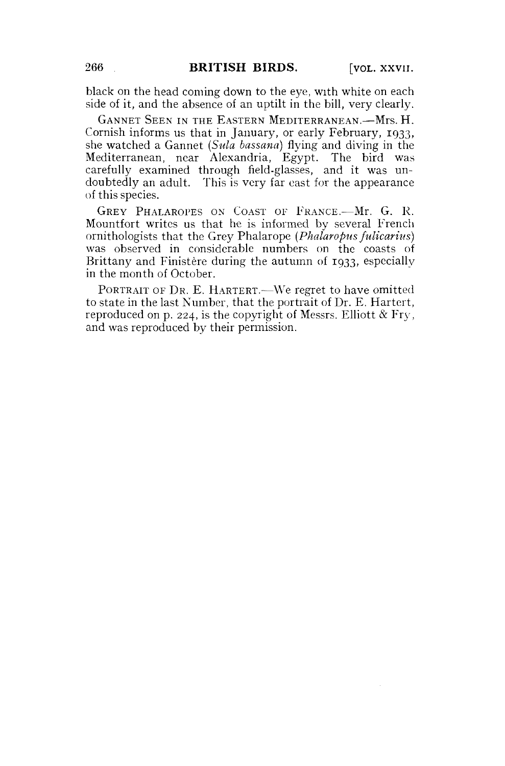black on the head coming down to the eye, with white on each side of it, and the absence of an uptilt in the bill, very clearly.

GANNET SEEN IN THE EASTERN MEDITERRANEAN.—Mrs. H. Cornish informs us that in January, or early February, 1933, she watched a Gannet (*Sula bassana*) flying and diving in the Mediterranean, near Alexandria, Egypt. The bird was carefully examined through field-glasses, and it was undoubtedly an adult. This is very far east for the appearance of this species.

GREY PHALAROPES ON COAST OF FRANCE.—Mr. G. R. Mountfort writes us that he is informed by several French ornithologists that the Grey Phalarope (*Phalaropus fulicarius*) was observed in considerable numbers on the coasts of Brittany and Finistère during the autumn of 1933, especially in the month of October.

PORTRAIT OF DR. E. HARTERT.—We regret to have omitted to state in the last Number, that the portrait of Dr. E. Hartert, reproduced on p. 224, is the copyright of Messrs. Elliott & Fry, and was reproduced by their permission.